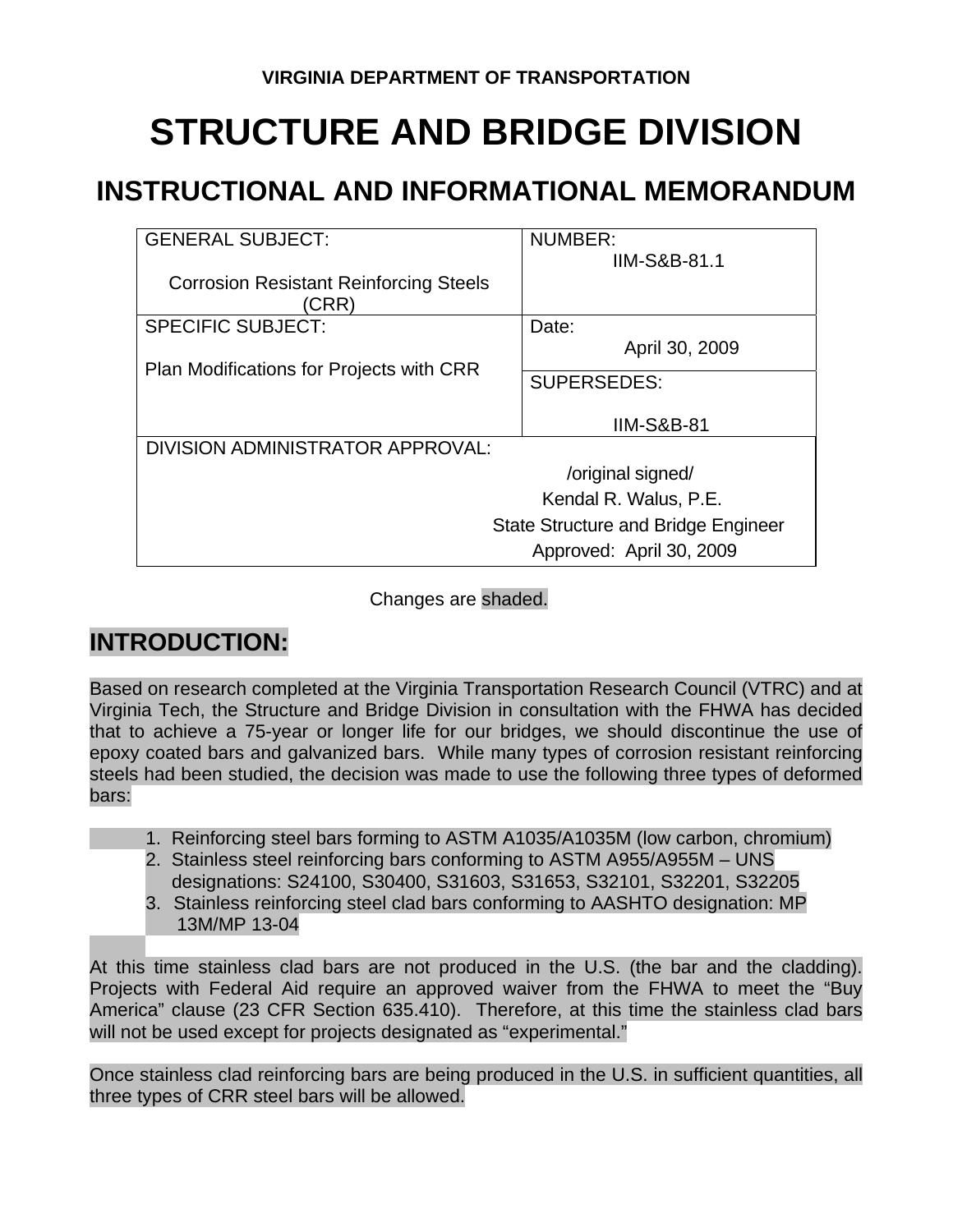VIRGINIA DEPARTMENT OF TRANSPORTATION

# STRUCTURE AND BRIDGE DIVISION

## INSTRUCTIONAL AND INFORMATIONAL MEMORANDUM

| GENERAL SUBJECT: Corrosion Resistant Reinforcing Steels (CRR) | NUMBER: IIM-S&B-81.1 |
|---|---|
| SPECIFIC SUBJECT: Plan Modifications for Projects with CRR | Date: April 30, 2009 |
| | SUPERSEDES: IIM-S&B-81 |
| DIVISION ADMINISTRATOR APPROVAL: /original signed/ Kendal R. Walus, P.E. State Structure and Bridge Engineer Approved: April 30, 2009 | |

Changes are shaded.

## INTRODUCTION:

Based on research completed at the Virginia Transportation Research Council (VTRC) and at Virginia Tech, the Structure and Bridge Division in consultation with the FHWA has decided that to achieve a 75-year or longer life for our bridges, we should discontinue the use of epoxy coated bars and galvanized bars. While many types of corrosion resistant reinforcing steels had been studied, the decision was made to use the following three types of deformed bars:

1. Reinforcing steel bars forming to ASTM A1035/A1035M (low carbon, chromium)
2. Stainless steel reinforcing bars conforming to ASTM A955/A955M – UNS designations: S24100, S30400, S31603, S31653, S32101, S32201, S32205
3. Stainless reinforcing steel clad bars conforming to AASHTO designation: MP 13M/MP 13-04

At this time stainless clad bars are not produced in the U.S. (the bar and the cladding). Projects with Federal Aid require an approved waiver from the FHWA to meet the "Buy America" clause (23 CFR Section 635.410). Therefore, at this time the stainless clad bars will not be used except for projects designated as "experimental."

Once stainless clad reinforcing bars are being produced in the U.S. in sufficient quantities, all three types of CRR steel bars will be allowed.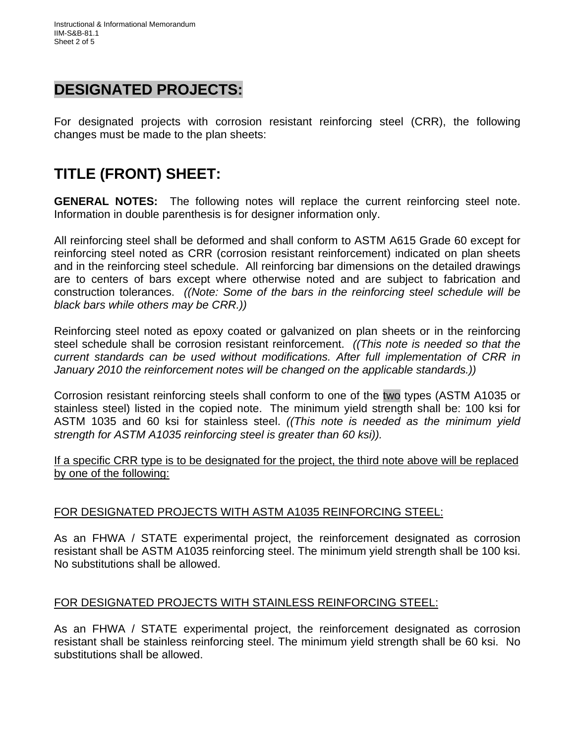## DESIGNATED PROJECTS:

For designated projects with corrosion resistant reinforcing steel (CRR), the following changes must be made to the plan sheets:

## TITLE (FRONT) SHEET:

**GENERAL NOTES:** The following notes will replace the current reinforcing steel note. Information in double parenthesis is for designer information only.

All reinforcing steel shall be deformed and shall conform to ASTM A615 Grade 60 except for reinforcing steel noted as CRR (corrosion resistant reinforcement) indicated on plan sheets and in the reinforcing steel schedule. All reinforcing bar dimensions on the detailed drawings are to centers of bars except where otherwise noted and are subject to fabrication and construction tolerances. *((Note: Some of the bars in the reinforcing steel schedule will be black bars while others may be CRR.))*

Reinforcing steel noted as epoxy coated or galvanized on plan sheets or in the reinforcing steel schedule shall be corrosion resistant reinforcement. *((This note is needed so that the current standards can be used without modifications. After full implementation of CRR in January 2010 the reinforcement notes will be changed on the applicable standards.))*

Corrosion resistant reinforcing steels shall conform to one of the two types (ASTM A1035 or stainless steel) listed in the copied note. The minimum yield strength shall be: 100 ksi for ASTM 1035 and 60 ksi for stainless steel. *((This note is needed as the minimum yield strength for ASTM A1035 reinforcing steel is greater than 60 ksi)).*

<u>If a specific CRR type is to be designated for the project, the third note above will be replaced by one of the following:</u>

<u>FOR DESIGNATED PROJECTS WITH ASTM A1035 REINFORCING STEEL:</u>

As an FHWA / STATE experimental project, the reinforcement designated as corrosion resistant shall be ASTM A1035 reinforcing steel. The minimum yield strength shall be 100 ksi. No substitutions shall be allowed.

<u>FOR DESIGNATED PROJECTS WITH STAINLESS REINFORCING STEEL:</u>

As an FHWA / STATE experimental project, the reinforcement designated as corrosion resistant shall be stainless reinforcing steel. The minimum yield strength shall be 60 ksi. No substitutions shall be allowed.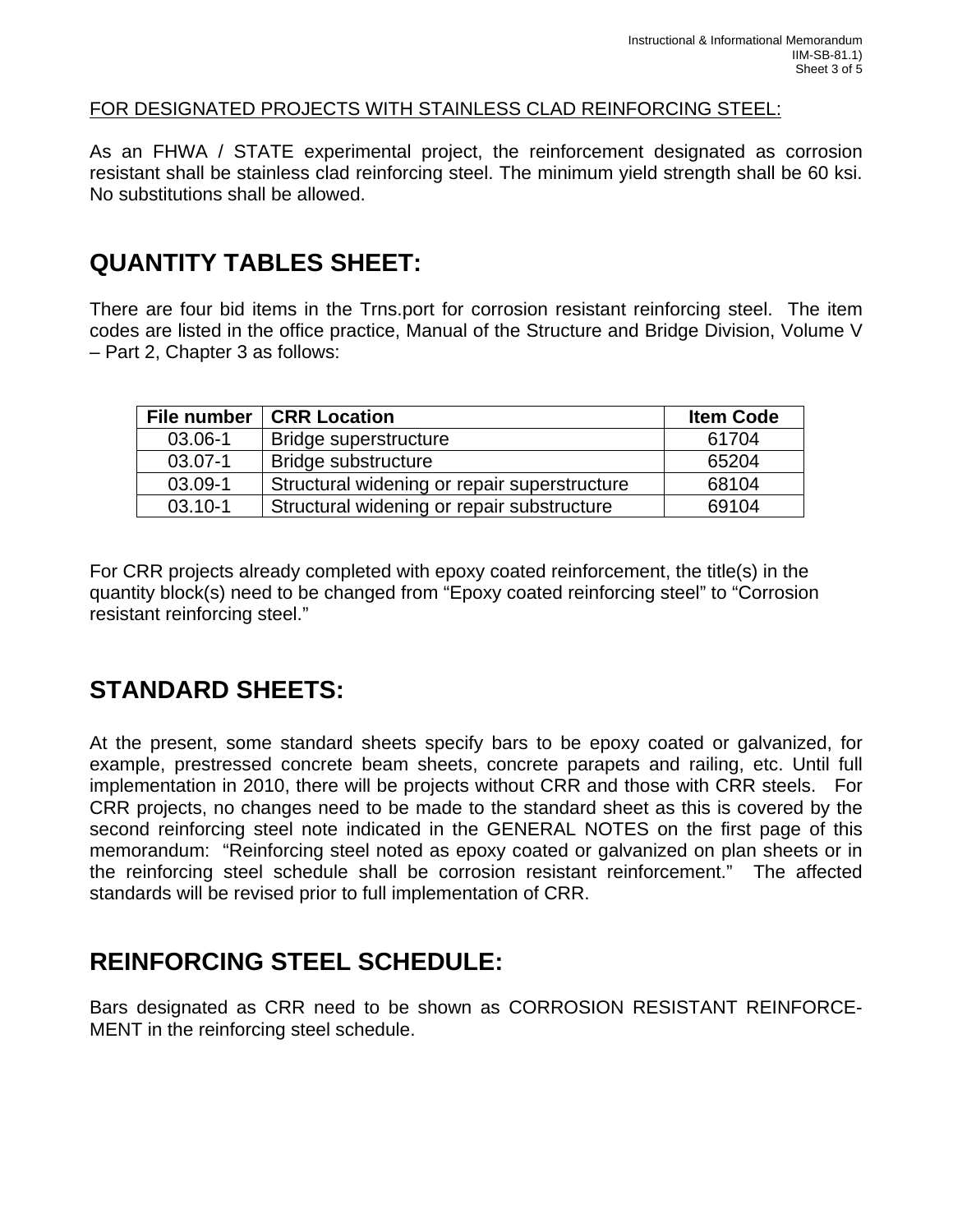FOR DESIGNATED PROJECTS WITH STAINLESS CLAD REINFORCING STEEL:

As an FHWA / STATE experimental project, the reinforcement designated as corrosion resistant shall be stainless clad reinforcing steel. The minimum yield strength shall be 60 ksi. No substitutions shall be allowed.

## QUANTITY TABLES SHEET:

There are four bid items in the Trns.port for corrosion resistant reinforcing steel. The item codes are listed in the office practice, Manual of the Structure and Bridge Division, Volume V – Part 2, Chapter 3 as follows:

| File number | CRR Location | Item Code |
|---|---|---|
| 03.06-1 | Bridge superstructure | 61704 |
| 03.07-1 | Bridge substructure | 65204 |
| 03.09-1 | Structural widening or repair superstructure | 68104 |
| 03.10-1 | Structural widening or repair substructure | 69104 |

For CRR projects already completed with epoxy coated reinforcement, the title(s) in the quantity block(s) need to be changed from “Epoxy coated reinforcing steel” to “Corrosion resistant reinforcing steel.”

## STANDARD SHEETS:

At the present, some standard sheets specify bars to be epoxy coated or galvanized, for example, prestressed concrete beam sheets, concrete parapets and railing, etc. Until full implementation in 2010, there will be projects without CRR and those with CRR steels. For CRR projects, no changes need to be made to the standard sheet as this is covered by the second reinforcing steel note indicated in the GENERAL NOTES on the first page of this memorandum: “Reinforcing steel noted as epoxy coated or galvanized on plan sheets or in the reinforcing steel schedule shall be corrosion resistant reinforcement.” The affected standards will be revised prior to full implementation of CRR.

## REINFORCING STEEL SCHEDULE:

Bars designated as CRR need to be shown as CORROSION RESISTANT REINFORCEMENT in the reinforcing steel schedule.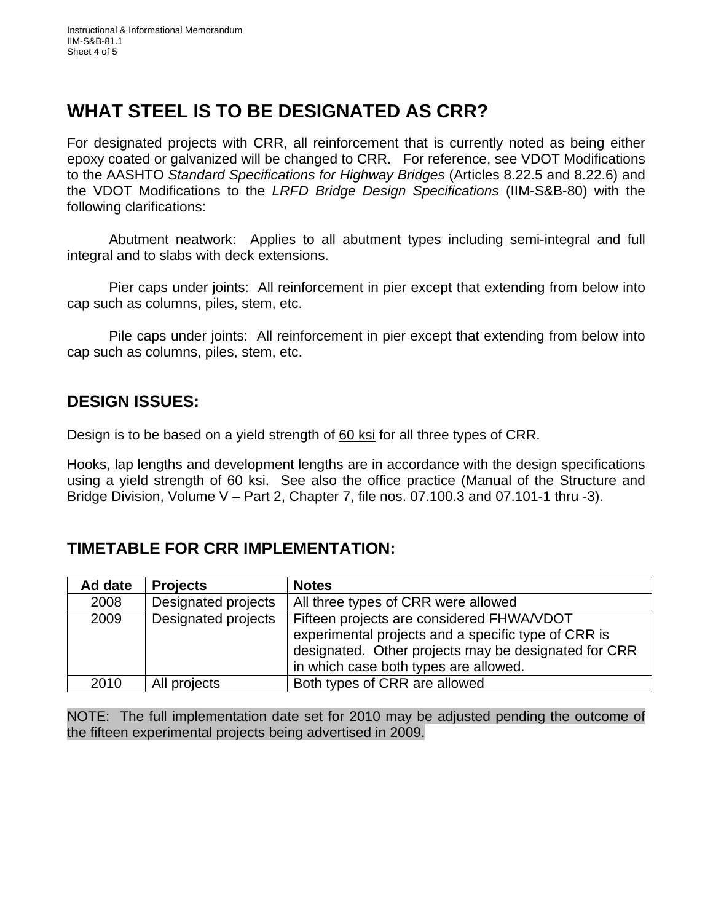## WHAT STEEL IS TO BE DESIGNATED AS CRR?

For designated projects with CRR, all reinforcement that is currently noted as being either epoxy coated or galvanized will be changed to CRR. For reference, see VDOT Modifications to the AASHTO *Standard Specifications for Highway Bridges* (Articles 8.22.5 and 8.22.6) and the VDOT Modifications to the *LRFD Bridge Design Specifications* (IIM-S&B-80) with the following clarifications:

Abutment neatwork: Applies to all abutment types including semi-integral and full integral and to slabs with deck extensions.

Pier caps under joints: All reinforcement in pier except that extending from below into cap such as columns, piles, stem, etc.

Pile caps under joints: All reinforcement in pier except that extending from below into cap such as columns, piles, stem, etc.

## DESIGN ISSUES:

Design is to be based on a yield strength of <u>60 ksi</u> for all three types of CRR.

Hooks, lap lengths and development lengths are in accordance with the design specifications using a yield strength of 60 ksi. See also the office practice (Manual of the Structure and Bridge Division, Volume V – Part 2, Chapter 7, file nos. 07.100.3 and 07.101-1 thru -3).

## TIMETABLE FOR CRR IMPLEMENTATION:

| Ad date | Projects | Notes |
|---|---|---|
| 2008 | Designated projects | All three types of CRR were allowed |
| 2009 | Designated projects | Fifteen projects are considered FHWA/VDOT experimental projects and a specific type of CRR is designated. Other projects may be designated for CRR in which case both types are allowed. |
| 2010 | All projects | Both types of CRR are allowed |

NOTE: The full implementation date set for 2010 may be adjusted pending the outcome of the fifteen experimental projects being advertised in 2009.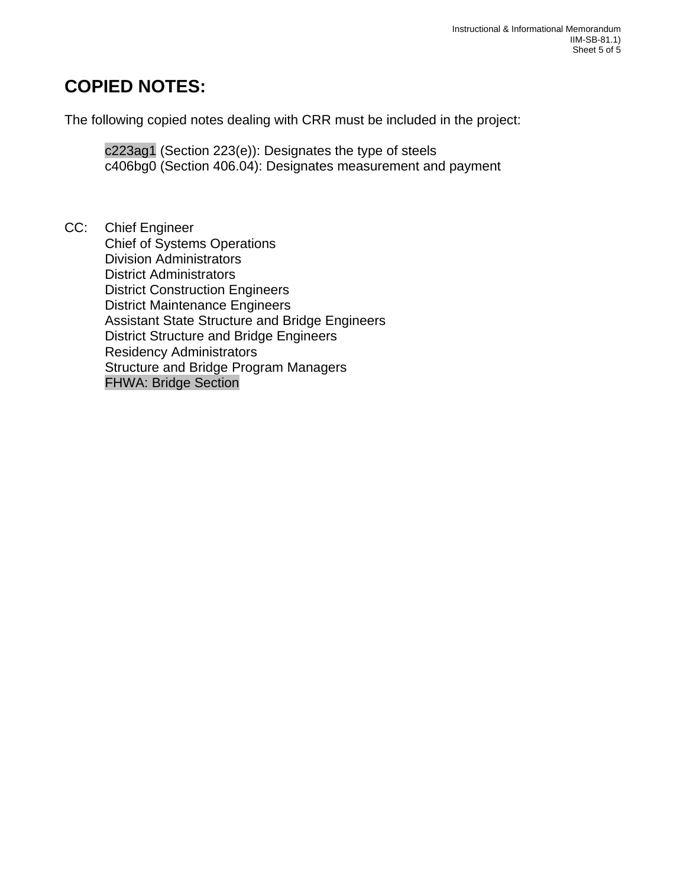## COPIED NOTES:

The following copied notes dealing with CRR must be included in the project:

c223ag1 (Section 223(e)): Designates the type of steels
c406bg0 (Section 406.04): Designates measurement and payment

CC: Chief Engineer
Chief of Systems Operations
Division Administrators
District Administrators
District Construction Engineers
District Maintenance Engineers
Assistant State Structure and Bridge Engineers
District Structure and Bridge Engineers
Residency Administrators
Structure and Bridge Program Managers
FHWA: Bridge Section